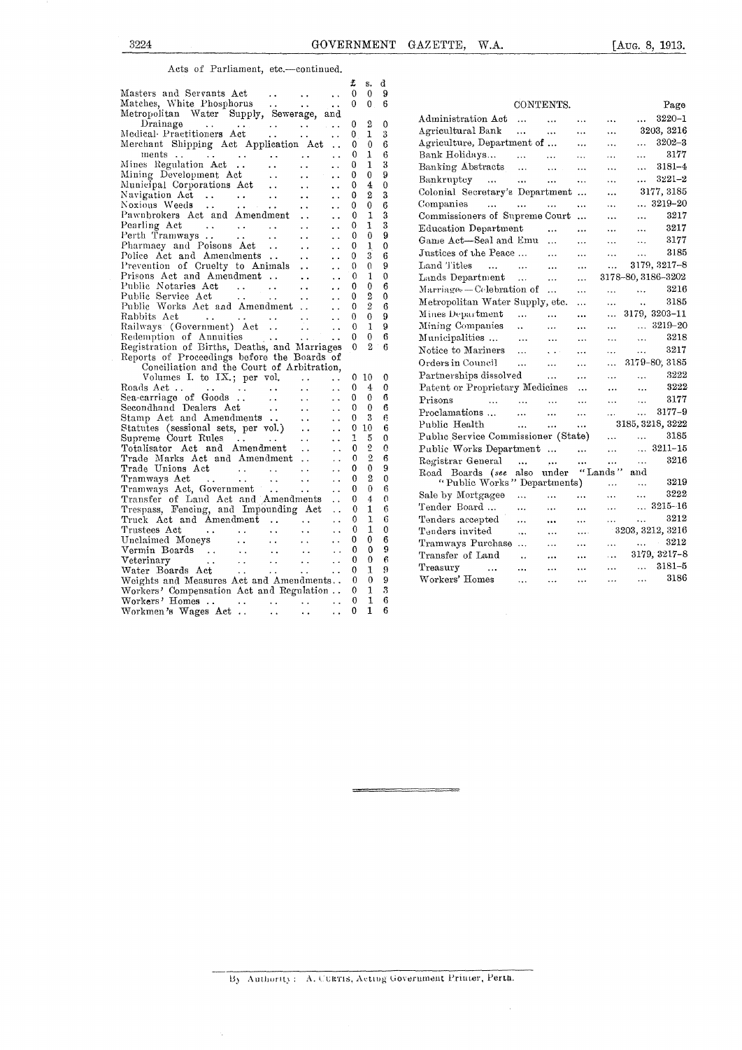Acts of Parliament, etc.—continued.

| | £ | s. | d |
|---|---|---|---|
| Masters and Servants Act | 0 | 0 | 9 |
| Matches, White Phosphorus | 0 | 0 | 6 |
| Metropolitan Water Supply, Sewerage, and Drainage | 0 | 2 | 0 |
| Medical Practitioners Act | 0 | 1 | 3 |
| Merchant Shipping Act Application Act | 0 | 0 | 6 |
| ments | 0 | 1 | 6 |
| Mines Regulation Act | 0 | 1 | 3 |
| Mining Development Act | 0 | 0 | 9 |
| Municipal Corporations Act | 0 | 4 | 0 |
| Navigation Act | 0 | 2 | 3 |
| Noxious Weeds | 0 | 0 | 6 |
| Pawnbrokers Act and Amendment | 0 | 1 | 3 |
| Pearling Act | 0 | 1 | 3 |
| Perth Tramways | 0 | 0 | 9 |
| Pharmacy and Poisons Act | 0 | 1 | 0 |
| Police Act and Amendments | 0 | 3 | 6 |
| Prevention of Cruelty to Animals | 0 | 0 | 9 |
| Prisons Act and Amendment | 0 | 1 | 0 |
| Public Notaries Act | 0 | 0 | 6 |
| Public Service Act | 0 | 2 | 0 |
| Public Works Act and Amendment | 0 | 2 | 6 |
| Rabbits Act | 0 | 0 | 9 |
| Railways (Government) Act | 0 | 1 | 9 |
| Redemption of Annuities | 0 | 0 | 6 |
| Registration of Births, Deaths, and Marriages | 0 | 2 | 6 |
| Reports of Proceedings before the Boards of Conciliation and the Court of Arbitration, Volumes I. to IX.; per vol. | 0 | 10 | 0 |
| Roads Act | 0 | 4 | 0 |
| Sea-carriage of Goods | 0 | 0 | 6 |
| Secondhand Dealers Act | 0 | 0 | 6 |
| Stamp Act and Amendments | 0 | 3 | 6 |
| Statutes (sessional sets, per vol.) | 0 | 10 | 6 |
| Supreme Court Rules | 1 | 5 | 0 |
| Totalisator Act and Amendment | 0 | 2 | 0 |
| Trade Marks Act and Amendment | 0 | 2 | 6 |
| Trade Unions Act | 0 | 0 | 9 |
| Tramways Act | 0 | 2 | 0 |
| Tramways Act, Government | 0 | 0 | 6 |
| Transfer of Land Act and Amendments | 0 | 4 | 0 |
| Trespass, Fencing, and Impounding Act | 0 | 1 | 6 |
| Truck Act and Amendment | 0 | 1 | 6 |
| Trustees Act | 0 | 1 | 0 |
| Unclaimed Moneys | 0 | 0 | 6 |
| Vermin Boards | 0 | 0 | 9 |
| Veterinary | 0 | 0 | 6 |
| Water Boards Act | 0 | 1 | 9 |
| Weights and Measures Act and Amendments | 0 | 0 | 9 |
| Workers' Compensation Act and Regulation | 0 | 1 | 3 |
| Workers' Homes | 0 | 1 | 6 |
| Workmen's Wages Act | 0 | 1 | 6 |

## CONTENTS.

| | Page |
|---|---|
| Administration Act | 3220–1 |
| Agricultural Bank | 3203, 3216 |
| Agriculture, Department of | 3202–3 |
| Bank Holidays | 3177 |
| Banking Abstracts | 3181–4 |
| Bankruptcy | 3221–2 |
| Colonial Secretary's Department | 3177, 3185 |
| Companies | 3219–20 |
| Commissioners of Supreme Court | 3217 |
| Education Department | 3217 |
| Game Act—Seal and Emu | 3177 |
| Justices of the Peace | 3185 |
| Land Titles | 3179, 3217–8 |
| Lands Department | 3178–80, 3186–3202 |
| Marriage—Celebration of | 3216 |
| Metropolitan Water Supply, etc. | 3185 |
| Mines Department | 3179, 3203–11 |
| Mining Companies | 3219–20 |
| Municipalities | 3218 |
| Notice to Mariners | 3217 |
| Orders in Council | 3179–80, 3185 |
| Partnerships dissolved | 3222 |
| Patent or Proprietary Medicines | 3222 |
| Prisons | 3177 |
| Proclamations | 3177–9 |
| Public Health | 3185, 3218, 3222 |
| Public Service Commissioner (State) | 3185 |
| Public Works Department | 3211–15 |
| Registrar General | 3216 |
| Road Boards (*see* also under "Lands" and "Public Works" Departments) | 3219 |
| Sale by Mortgagee | 3222 |
| Tender Board | 3215–16 |
| Tenders accepted | 3212 |
| Tenders invited | 3203, 3212, 3216 |
| Tramways Purchase | 3212 |
| Transfer of Land | 3179, 3217–8 |
| Treasury | 3181–5 |
| Workers' Homes | 3186 |

---

By Authority: A. CURTIS, Acting Government Printer, Perth.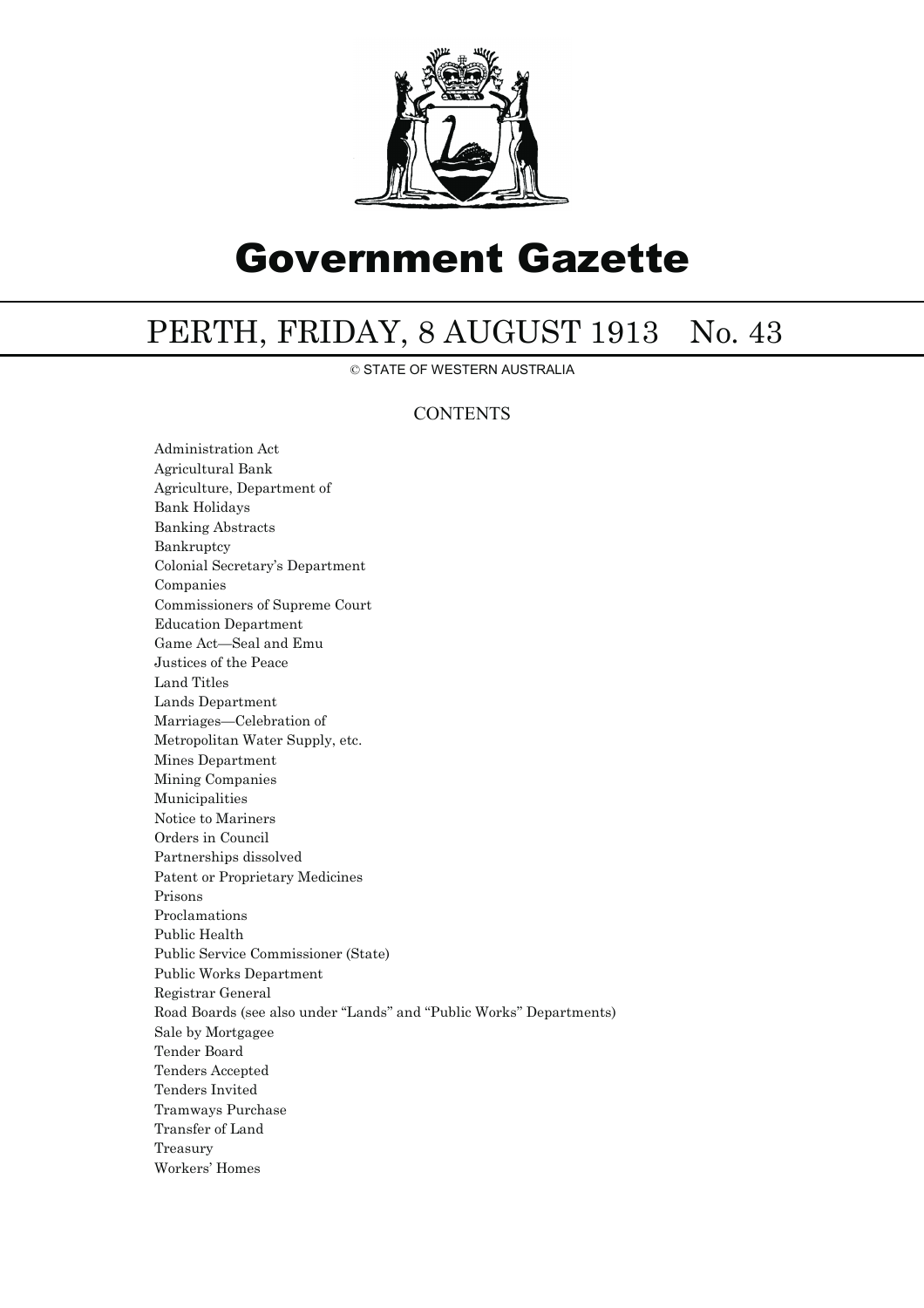# Government Gazette

## PERTH, FRIDAY, 8 AUGUST 1913 No. 43

© STATE OF WESTERN AUSTRALIA

### CONTENTS

Administration Act
Agricultural Bank
Agriculture, Department of
Bank Holidays
Banking Abstracts
Bankruptcy
Colonial Secretary's Department
Companies
Commissioners of Supreme Court
Education Department
Game Act—Seal and Emu
Justices of the Peace
Land Titles
Lands Department
Marriages—Celebration of
Metropolitan Water Supply, etc.
Mines Department
Mining Companies
Municipalities
Notice to Mariners
Orders in Council
Partnerships dissolved
Patent or Proprietary Medicines
Prisons
Proclamations
Public Health
Public Service Commissioner (State)
Public Works Department
Registrar General
Road Boards (see also under "Lands" and "Public Works" Departments)
Sale by Mortgagee
Tender Board
Tenders Accepted
Tenders Invited
Tramways Purchase
Transfer of Land
Treasury
Workers' Homes